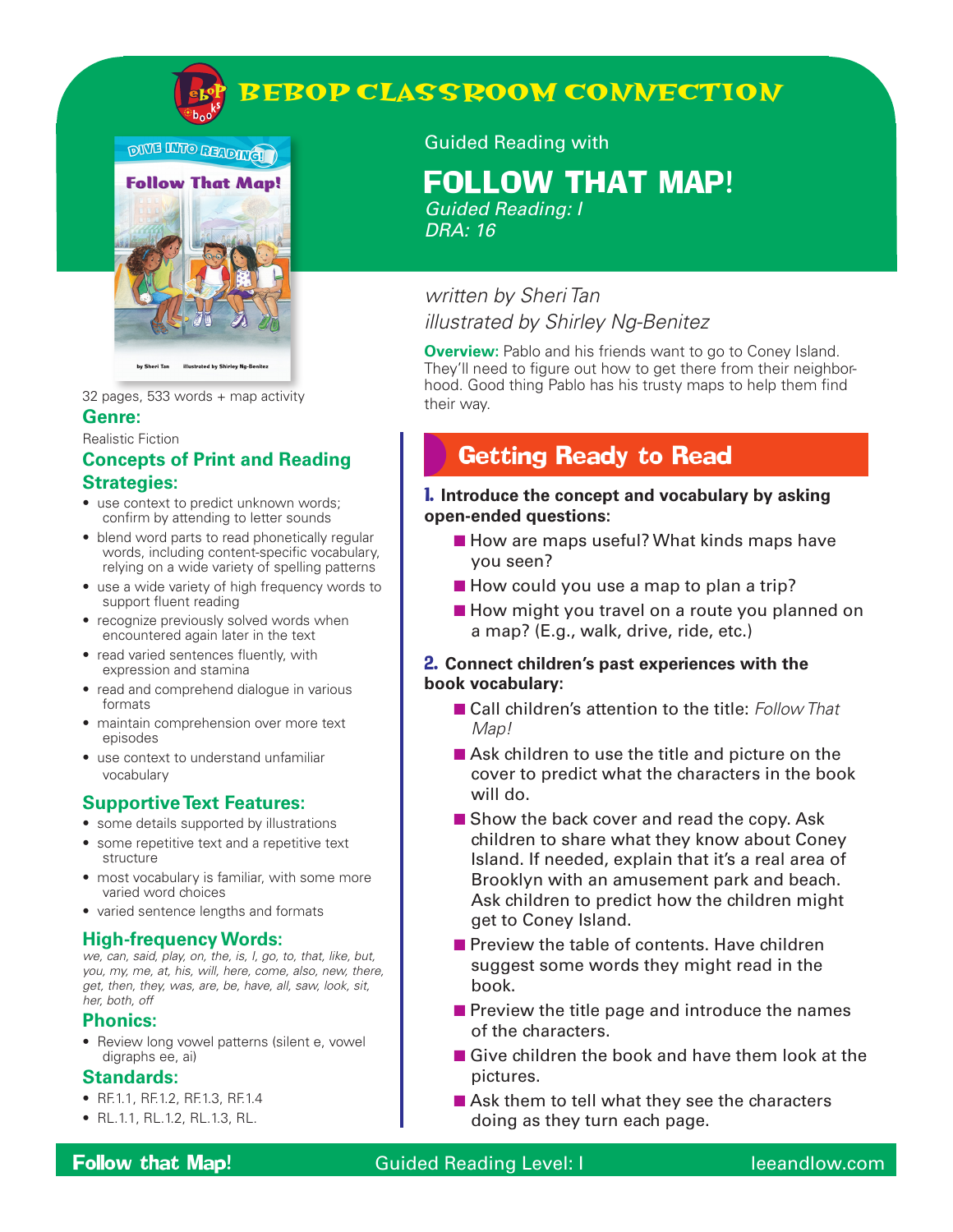# BEBOP CLASSROOM CONNECTION

Guided Reading with

# FOLLOW THAT MAP!

*Guided Reading: I*
*DRA: 16*

*written by Sheri Tan*
*illustrated by Shirley Ng-Benitez*

**Overview:** Pablo and his friends want to go to Coney Island. They'll need to figure out how to get there from their neighborhood. Good thing Pablo has his trusty maps to help them find their way.

32 pages, 533 words + map activity

### Genre:

Realistic Fiction

### Concepts of Print and Reading Strategies:

- use context to predict unknown words; confirm by attending to letter sounds
- blend word parts to read phonetically regular words, including content-specific vocabulary, relying on a wide variety of spelling patterns
- use a wide variety of high frequency words to support fluent reading
- recognize previously solved words when encountered again later in the text
- read varied sentences fluently, with expression and stamina
- read and comprehend dialogue in various formats
- maintain comprehension over more text episodes
- use context to understand unfamiliar vocabulary

### Supportive Text Features:

- some details supported by illustrations
- some repetitive text and a repetitive text structure
- most vocabulary is familiar, with some more varied word choices
- varied sentence lengths and formats

### High-frequency Words:

*we, can, said, play, on, the, is, I, go, to, that, like, but, you, my, me, at, his, will, here, come, also, new, there, get, then, they, was, are, be, have, all, saw, look, sit, her, both, off*

### Phonics:

- Review long vowel patterns (silent e, vowel digraphs ee, ai)

### Standards:

- RF.1.1, RF.1.2, RF.1.3, RF.1.4
- RL.1.1, RL.1.2, RL.1.3, RL.

## Getting Ready to Read

**1. Introduce the concept and vocabulary by asking open-ended questions:**

- How are maps useful? What kinds maps have you seen?
- How could you use a map to plan a trip?
- How might you travel on a route you planned on a map? (E.g., walk, drive, ride, etc.)

**2. Connect children's past experiences with the book vocabulary:**

- Call children's attention to the title: *Follow That Map!*
- Ask children to use the title and picture on the cover to predict what the characters in the book will do.
- Show the back cover and read the copy. Ask children to share what they know about Coney Island. If needed, explain that it's a real area of Brooklyn with an amusement park and beach. Ask children to predict how the children might get to Coney Island.
- Preview the table of contents. Have children suggest some words they might read in the book.
- Preview the title page and introduce the names of the characters.
- Give children the book and have them look at the pictures.
- Ask them to tell what they see the characters doing as they turn each page.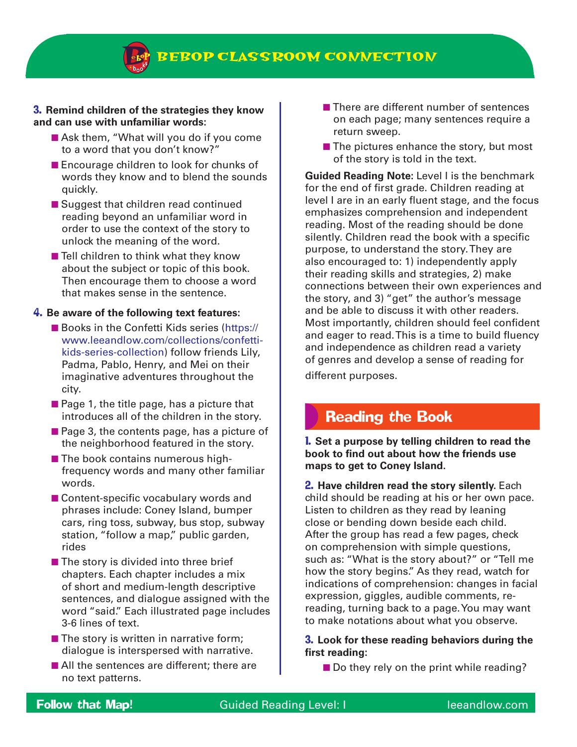**3. Remind children of the strategies they know and can use with unfamiliar words:**

- Ask them, "What will you do if you come to a word that you don't know?"
- Encourage children to look for chunks of words they know and to blend the sounds quickly.
- Suggest that children read continued reading beyond an unfamiliar word in order to use the context of the story to unlock the meaning of the word.
- Tell children to think what they know about the subject or topic of this book. Then encourage them to choose a word that makes sense in the sentence.

**4. Be aware of the following text features:**

- Books in the Confetti Kids series (https://www.leeandlow.com/collections/confetti-kids-series-collection) follow friends Lily, Padma, Pablo, Henry, and Mei on their imaginative adventures throughout the city.
- Page 1, the title page, has a picture that introduces all of the children in the story.
- Page 3, the contents page, has a picture of the neighborhood featured in the story.
- The book contains numerous high-frequency words and many other familiar words.
- Content-specific vocabulary words and phrases include: Coney Island, bumper cars, ring toss, subway, bus stop, subway station, "follow a map," public garden, rides
- The story is divided into three brief chapters. Each chapter includes a mix of short and medium-length descriptive sentences, and dialogue assigned with the word "said." Each illustrated page includes 3-6 lines of text.
- The story is written in narrative form; dialogue is interspersed with narrative.
- All the sentences are different; there are no text patterns.
- There are different number of sentences on each page; many sentences require a return sweep.
- The pictures enhance the story, but most of the story is told in the text.

**Guided Reading Note:** Level I is the benchmark for the end of first grade. Children reading at level I are in an early fluent stage, and the focus emphasizes comprehension and independent reading. Most of the reading should be done silently. Children read the book with a specific purpose, to understand the story. They are also encouraged to: 1) independently apply their reading skills and strategies, 2) make connections between their own experiences and the story, and 3) "get" the author's message and be able to discuss it with other readers. Most importantly, children should feel confident and eager to read. This is a time to build fluency and independence as children read a variety of genres and develop a sense of reading for different purposes.

## Reading the Book

**1. Set a purpose by telling children to read the book to find out about how the friends use maps to get to Coney Island.**

**2. Have children read the story silently.** Each child should be reading at his or her own pace. Listen to children as they read by leaning close or bending down beside each child. After the group has read a few pages, check on comprehension with simple questions, such as: "What is the story about?" or "Tell me how the story begins." As they read, watch for indications of comprehension: changes in facial expression, giggles, audible comments, re-reading, turning back to a page. You may want to make notations about what you observe.

**3. Look for these reading behaviors during the first reading:**

- Do they rely on the print while reading?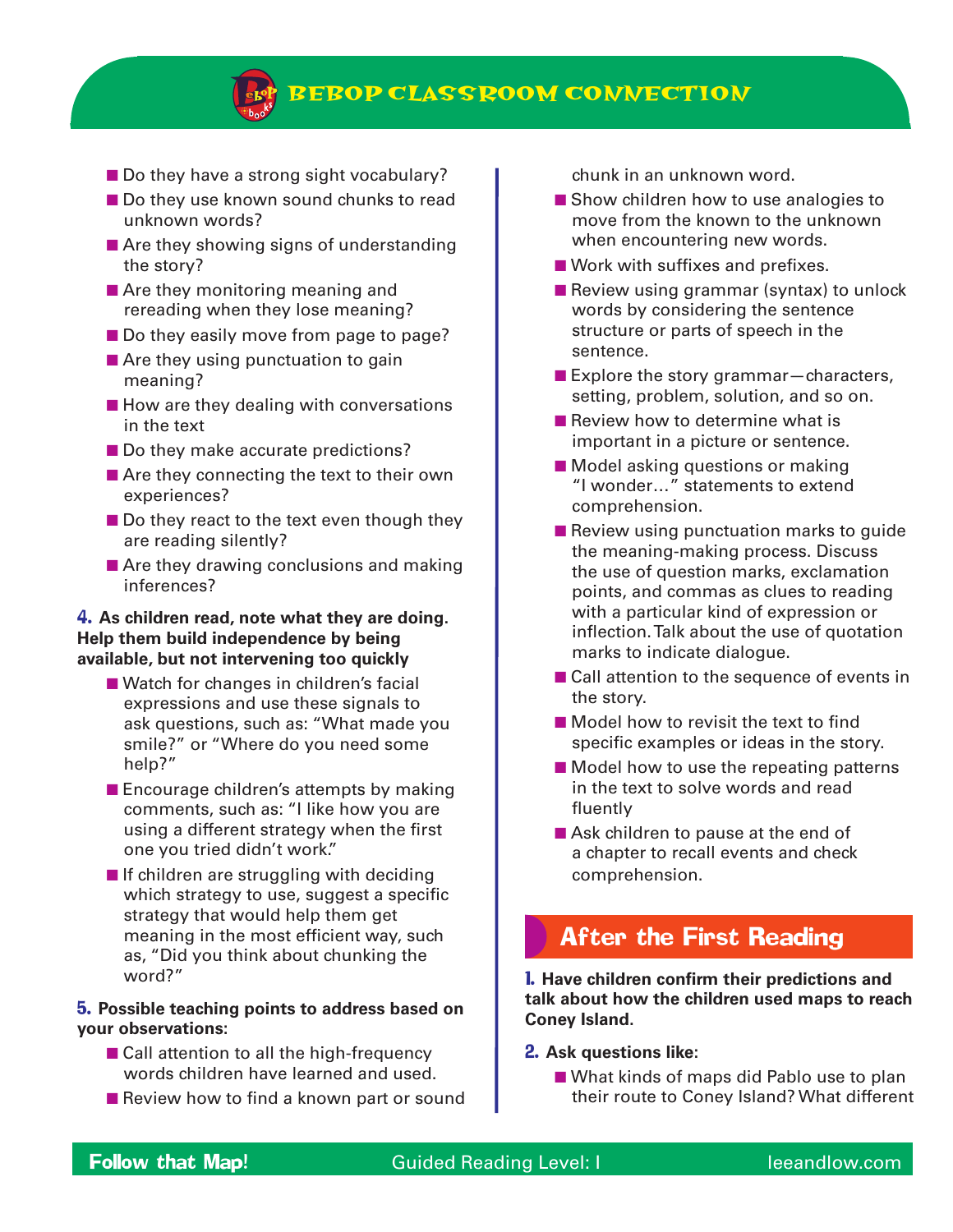- Do they have a strong sight vocabulary?
- Do they use known sound chunks to read unknown words?
- Are they showing signs of understanding the story?
- Are they monitoring meaning and rereading when they lose meaning?
- Do they easily move from page to page?
- Are they using punctuation to gain meaning?
- How are they dealing with conversations in the text
- Do they make accurate predictions?
- Are they connecting the text to their own experiences?
- Do they react to the text even though they are reading silently?
- Are they drawing conclusions and making inferences?

**4. As children read, note what they are doing. Help them build independence by being available, but not intervening too quickly**

- Watch for changes in children's facial expressions and use these signals to ask questions, such as: "What made you smile?" or "Where do you need some help?"
- Encourage children's attempts by making comments, such as: "I like how you are using a different strategy when the first one you tried didn't work."
- If children are struggling with deciding which strategy to use, suggest a specific strategy that would help them get meaning in the most efficient way, such as, "Did you think about chunking the word?"

**5. Possible teaching points to address based on your observations:**

- Call attention to all the high-frequency words children have learned and used.
- Review how to find a known part or sound chunk in an unknown word.
- Show children how to use analogies to move from the known to the unknown when encountering new words.
- Work with suffixes and prefixes.
- Review using grammar (syntax) to unlock words by considering the sentence structure or parts of speech in the sentence.
- Explore the story grammar—characters, setting, problem, solution, and so on.
- Review how to determine what is important in a picture or sentence.
- Model asking questions or making "I wonder…" statements to extend comprehension.
- Review using punctuation marks to guide the meaning-making process. Discuss the use of question marks, exclamation points, and commas as clues to reading with a particular kind of expression or inflection. Talk about the use of quotation marks to indicate dialogue.
- Call attention to the sequence of events in the story.
- Model how to revisit the text to find specific examples or ideas in the story.
- Model how to use the repeating patterns in the text to solve words and read fluently
- Ask children to pause at the end of a chapter to recall events and check comprehension.

## After the First Reading

**1. Have children confirm their predictions and talk about how the children used maps to reach Coney Island.**

**2. Ask questions like:**

- What kinds of maps did Pablo use to plan their route to Coney Island? What different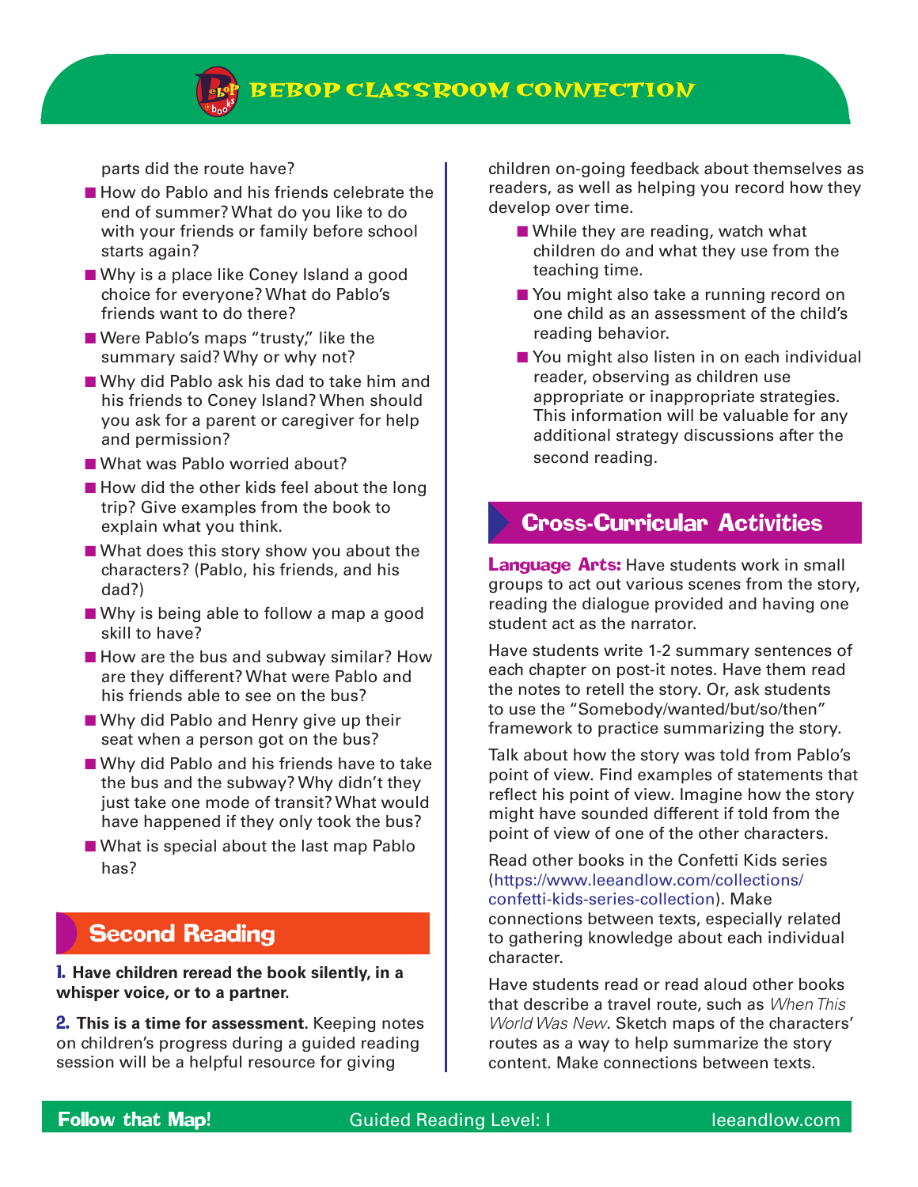parts did the route have?

- How do Pablo and his friends celebrate the end of summer? What do you like to do with your friends or family before school starts again?
- Why is a place like Coney Island a good choice for everyone? What do Pablo's friends want to do there?
- Were Pablo's maps "trusty," like the summary said? Why or why not?
- Why did Pablo ask his dad to take him and his friends to Coney Island? When should you ask for a parent or caregiver for help and permission?
- What was Pablo worried about?
- How did the other kids feel about the long trip? Give examples from the book to explain what you think.
- What does this story show you about the characters? (Pablo, his friends, and his dad?)
- Why is being able to follow a map a good skill to have?
- How are the bus and subway similar? How are they different? What were Pablo and his friends able to see on the bus?
- Why did Pablo and Henry give up their seat when a person got on the bus?
- Why did Pablo and his friends have to take the bus and the subway? Why didn't they just take one mode of transit? What would have happened if they only took the bus?
- What is special about the last map Pablo has?

## Second Reading

**1. Have children reread the book silently, in a whisper voice, or to a partner.**

**2. This is a time for assessment.** Keeping notes on children's progress during a guided reading session will be a helpful resource for giving children on-going feedback about themselves as readers, as well as helping you record how they develop over time.

- While they are reading, watch what children do and what they use from the teaching time.
- You might also take a running record on one child as an assessment of the child's reading behavior.
- You might also listen in on each individual reader, observing as children use appropriate or inappropriate strategies. This information will be valuable for any additional strategy discussions after the second reading.

## Cross-Curricular Activities

**Language Arts:** Have students work in small groups to act out various scenes from the story, reading the dialogue provided and having one student act as the narrator.

Have students write 1-2 summary sentences of each chapter on post-it notes. Have them read the notes to retell the story. Or, ask students to use the "Somebody/wanted/but/so/then" framework to practice summarizing the story.

Talk about how the story was told from Pablo's point of view. Find examples of statements that reflect his point of view. Imagine how the story might have sounded different if told from the point of view of one of the other characters.

Read other books in the Confetti Kids series (https://www.leeandlow.com/collections/confetti-kids-series-collection). Make connections between texts, especially related to gathering knowledge about each individual character.

Have students read or read aloud other books that describe a travel route, such as *When This World Was New*. Sketch maps of the characters' routes as a way to help summarize the story content. Make connections between texts.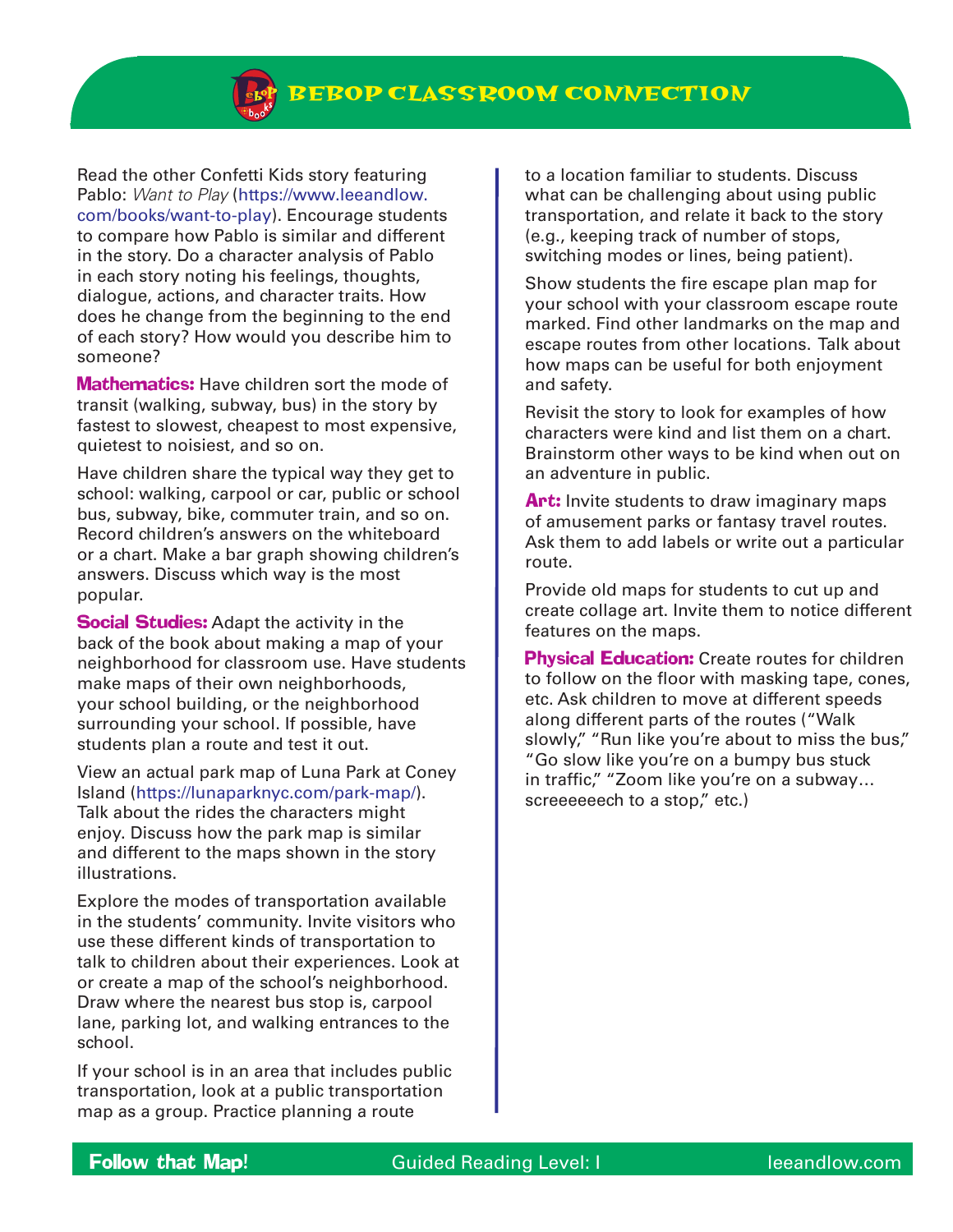## BEBOP CLASSROOM CONNECTION

Read the other Confetti Kids story featuring Pablo: *Want to Play* (https://www.leeandlow.com/books/want-to-play). Encourage students to compare how Pablo is similar and different in the story. Do a character analysis of Pablo in each story noting his feelings, thoughts, dialogue, actions, and character traits. How does he change from the beginning to the end of each story? How would you describe him to someone?

**Mathematics:** Have children sort the mode of transit (walking, subway, bus) in the story by fastest to slowest, cheapest to most expensive, quietest to noisiest, and so on.

Have children share the typical way they get to school: walking, carpool or car, public or school bus, subway, bike, commuter train, and so on. Record children's answers on the whiteboard or a chart. Make a bar graph showing children's answers. Discuss which way is the most popular.

**Social Studies:** Adapt the activity in the back of the book about making a map of your neighborhood for classroom use. Have students make maps of their own neighborhoods, your school building, or the neighborhood surrounding your school. If possible, have students plan a route and test it out.

View an actual park map of Luna Park at Coney Island (https://lunaparknyc.com/park-map/). Talk about the rides the characters might enjoy. Discuss how the park map is similar and different to the maps shown in the story illustrations.

Explore the modes of transportation available in the students' community. Invite visitors who use these different kinds of transportation to talk to children about their experiences. Look at or create a map of the school's neighborhood. Draw where the nearest bus stop is, carpool lane, parking lot, and walking entrances to the school.

If your school is in an area that includes public transportation, look at a public transportation map as a group. Practice planning a route to a location familiar to students. Discuss what can be challenging about using public transportation, and relate it back to the story (e.g., keeping track of number of stops, switching modes or lines, being patient).

Show students the fire escape plan map for your school with your classroom escape route marked. Find other landmarks on the map and escape routes from other locations. Talk about how maps can be useful for both enjoyment and safety.

Revisit the story to look for examples of how characters were kind and list them on a chart. Brainstorm other ways to be kind when out on an adventure in public.

**Art:** Invite students to draw imaginary maps of amusement parks or fantasy travel routes. Ask them to add labels or write out a particular route.

Provide old maps for students to cut up and create collage art. Invite them to notice different features on the maps.

**Physical Education:** Create routes for children to follow on the floor with masking tape, cones, etc. Ask children to move at different speeds along different parts of the routes ("Walk slowly," "Run like you're about to miss the bus," "Go slow like you're on a bumpy bus stuck in traffic," "Zoom like you're on a subway… screeeeeech to a stop," etc.)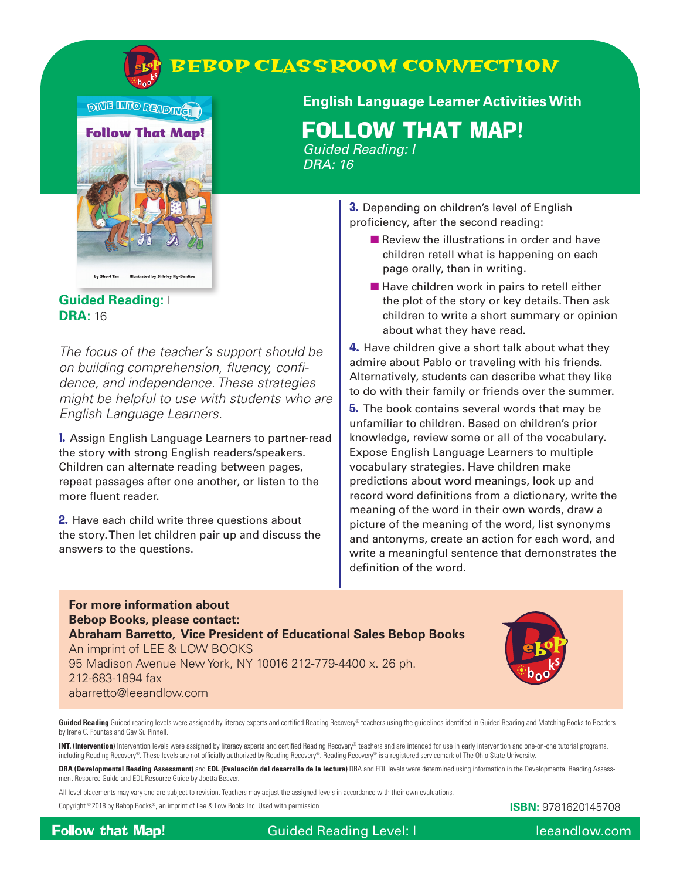# BEBOP CLASSROOM CONNECTION

## English Language Learner Activities With

# FOLLOW THAT MAP!

*Guided Reading: I*
*DRA: 16*

**Guided Reading:** I
**DRA:** 16

*The focus of the teacher's support should be on building comprehension, fluency, confidence, and independence. These strategies might be helpful to use with students who are English Language Learners.*

**1.** Assign English Language Learners to partner-read the story with strong English readers/speakers. Children can alternate reading between pages, repeat passages after one another, or listen to the more fluent reader.

**2.** Have each child write three questions about the story. Then let children pair up and discuss the answers to the questions.

**3.** Depending on children's level of English proficiency, after the second reading:

- Review the illustrations in order and have children retell what is happening on each page orally, then in writing.
- Have children work in pairs to retell either the plot of the story or key details. Then ask children to write a short summary or opinion about what they have read.

**4.** Have children give a short talk about what they admire about Pablo or traveling with his friends. Alternatively, students can describe what they like to do with their family or friends over the summer.

**5.** The book contains several words that may be unfamiliar to children. Based on children's prior knowledge, review some or all of the vocabulary. Expose English Language Learners to multiple vocabulary strategies. Have children make predictions about word meanings, look up and record word definitions from a dictionary, write the meaning of the word in their own words, draw a picture of the meaning of the word, list synonyms and antonyms, create an action for each word, and write a meaningful sentence that demonstrates the definition of the word.

**For more information about Bebop Books, please contact:**
**Abraham Barretto, Vice President of Educational Sales Bebop Books**
An imprint of LEE & LOW BOOKS
95 Madison Avenue New York, NY 10016 212-779-4400 x. 26 ph.
212-683-1894 fax
abarretto@leeandlow.com

**Guided Reading** Guided reading levels were assigned by literacy experts and certified Reading Recovery® teachers using the guidelines identified in Guided Reading and Matching Books to Readers by Irene C. Fountas and Gay Su Pinnell.

**INT. (Intervention)** Intervention levels were assigned by literacy experts and certified Reading Recovery® teachers and are intended for use in early intervention and one-on-one tutorial programs, including Reading Recovery®. These levels are not officially authorized by Reading Recovery®. Reading Recovery® is a registered servicemark of The Ohio State University.

**DRA (Developmental Reading Assessment)** and **EDL (Evaluación del desarrollo de la lectura)** DRA and EDL levels were determined using information in the Developmental Reading Assessment Resource Guide and EDL Resource Guide by Joetta Beaver.

All level placements may vary and are subject to revision. Teachers may adjust the assigned levels in accordance with their own evaluations.

Copyright © 2018 by Bebop Books®, an imprint of Lee & Low Books Inc. Used with permission.

**ISBN:** 9781620145708

**Follow that Map!** Guided Reading Level: I leeandlow.com